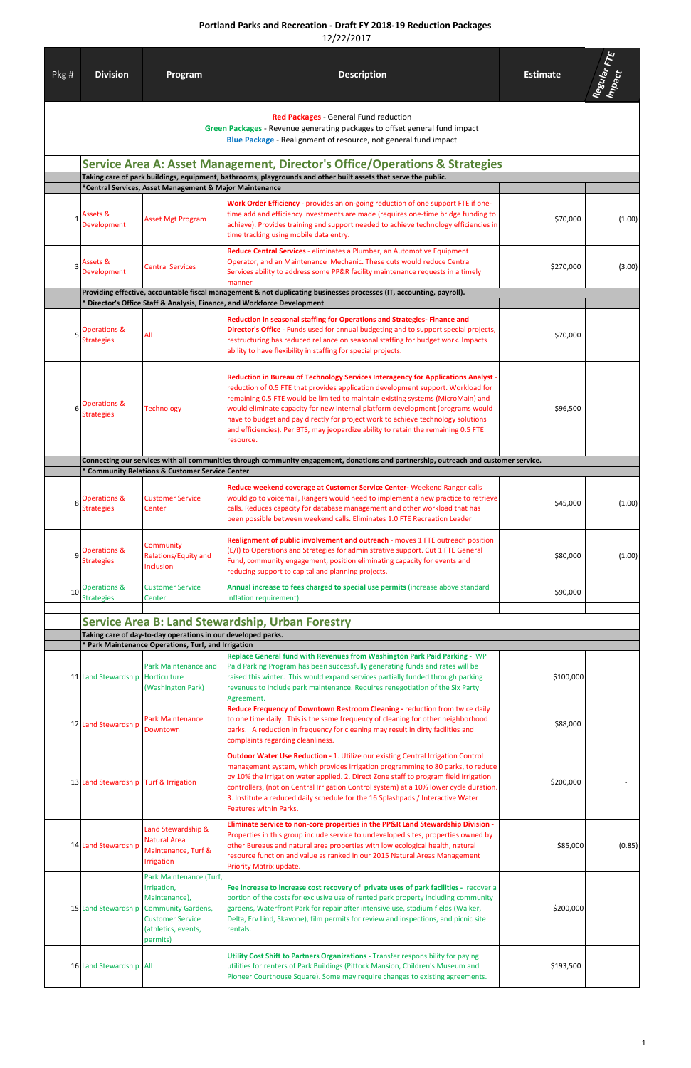# Portland Parks and Recreation - Draft FY 2018-19 Reduction Packages

12/22/2017

| Pkg # | Division | Program | Description | Estimate | Regular FTE Impact |
|---|---|---|---|---|---|
| | | | **Red Packages** - General Fund reduction<br>**Green Packages** - Revenue generating packages to offset general fund impact<br>**Blue Package** - Realignment of resource, not general fund impact | | |
| | **Service Area A: Asset Management, Director's Office/Operations & Strategies** | | | | |
| | **Taking care of park buildings, equipment, bathrooms, playgrounds and other built assets that serve the public.** | | | | |
| | ***Central Services, Asset Management & Major Maintenance** | | | | |
| 1 | Assets & Development | Asset Mgt Program | **Work Order Efficiency** - provides an on-going reduction of one support FTE if one-time add and efficiency investments are made (requires one-time bridge funding to achieve). Provides training and support needed to achieve technology efficiencies in time tracking using mobile data entry. | $70,000 | (1.00) |
| 3 | Assets & Development | Central Services | **Reduce Central Services** - eliminates a Plumber, an Automotive Equipment Operator, and an Maintenance Mechanic. These cuts would reduce Central Services ability to address some PP&R facility maintenance requests in a timely manner | $270,000 | (3.00) |
| | **Providing effective, accountable fiscal management & not duplicating businesses processes (IT, accounting, payroll).** | | | | |
| | *** Director's Office Staff & Analysis, Finance, and Workforce Development** | | | | |
| 5 | Operations & Strategies | All | **Reduction in seasonal staffing for Operations and Strategies- Finance and Director's Office** - Funds used for annual budgeting and to support special projects, restructuring has reduced reliance on seasonal staffing for budget work. Impacts ability to have flexibility in staffing for special projects. | $70,000 | |
| 6 | Operations & Strategies | Technology | **Reduction in Bureau of Technology Services Interagency for Applications Analyst** - reduction of 0.5 FTE that provides application development support. Workload for remaining 0.5 FTE would be limited to maintain existing systems (MicroMain) and would eliminate capacity for new internal platform development (programs would have to budget and pay directly for project work to achieve technology solutions and efficiencies). Per BTS, may jeopardize ability to retain the remaining 0.5 FTE resource. | $96,500 | |
| | **Connecting our services with all communities through community engagement, donations and partnership, outreach and customer service.** | | | | |
| | *** Community Relations & Customer Service Center** | | | | |
| 8 | Operations & Strategies | Customer Service Center | **Reduce weekend coverage at Customer Service Center**- Weekend Ranger calls would go to voicemail, Rangers would need to implement a new practice to retrieve calls. Reduces capacity for database management and other workload that has been possible between weekend calls. Eliminates 1.0 FTE Recreation Leader | $45,000 | (1.00) |
| 9 | Operations & Strategies | Community Relations/Equity and Inclusion | **Realignment of public involvement and outreach** - moves 1 FTE outreach position (E/I) to Operations and Strategies for administrative support. Cut 1 FTE General Fund, community engagement, position eliminating capacity for events and reducing support to capital and planning projects. | $80,000 | (1.00) |
| 10 | Operations & Strategies | Customer Service Center | **Annual increase to fees charged to special use permits** (increase above standard inflation requirement) | $90,000 | |
| | **Service Area B: Land Stewardship, Urban Forestry** | | | | |
| | **Taking care of day-to-day operations in our developed parks.** | | | | |
| | *** Park Maintenance Operations, Turf, and Irrigation** | | | | |
| 11 | Land Stewardship | Park Maintenance and Horticulture (Washington Park) | **Replace General fund with Revenues from Washington Park Paid Parking** - WP Paid Parking Program has been successfully generating funds and rates will be raised this winter. This would expand services partially funded through parking revenues to include park maintenance. Requires renegotiation of the Six Party Agreement. | $100,000 | |
| 12 | Land Stewardship | Park Maintenance Downtown | **Reduce Frequency of Downtown Restroom Cleaning** - reduction from twice daily to one time daily. This is the same frequency of cleaning for other neighborhood parks. A reduction in frequency for cleaning may result in dirty facilities and complaints regarding cleanliness. | $88,000 | |
| 13 | Land Stewardship | Turf & Irrigation | **Outdoor Water Use Reduction** - 1. Utilize our existing Central Irrigation Control management system, which provides irrigation programming to 80 parks, to reduce by 10% the irrigation water applied. 2. Direct Zone staff to program field irrigation controllers, (not on Central Irrigation Control system) at a 10% lower cycle duration. 3. Institute a reduced daily schedule for the 16 Splashpads / Interactive Water Features within Parks. | $200,000 | - |
| 14 | Land Stewardship | Land Stewardship & Natural Area Maintenance, Turf & Irrigation | **Eliminate service to non-core properties in the PP&R Land Stewardship Division** - Properties in this group include service to undeveloped sites, properties owned by other Bureaus and natural area properties with low ecological health, natural resource function and value as ranked in our 2015 Natural Areas Management Priority Matrix update. | $85,000 | (0.85) |
| 15 | Land Stewardship | Park Maintenance (Turf, Irrigation, Maintenance), Community Gardens, Customer Service (athletics, events, permits) | **Fee increase to increase cost recovery of private uses of park facilities** - recover a portion of the costs for exclusive use of rented park property including community gardens, Waterfront Park for repair after intensive use, stadium fields (Walker, Delta, Erv Lind, Skavone), film permits for review and inspections, and picnic site rentals. | $200,000 | |
| 16 | Land Stewardship | All | **Utility Cost Shift to Partners Organizations** - Transfer responsibility for paying utilities for renters of Park Buildings (Pittock Mansion, Children's Museum and Pioneer Courthouse Square). Some may require changes to existing agreements. | $193,500 | |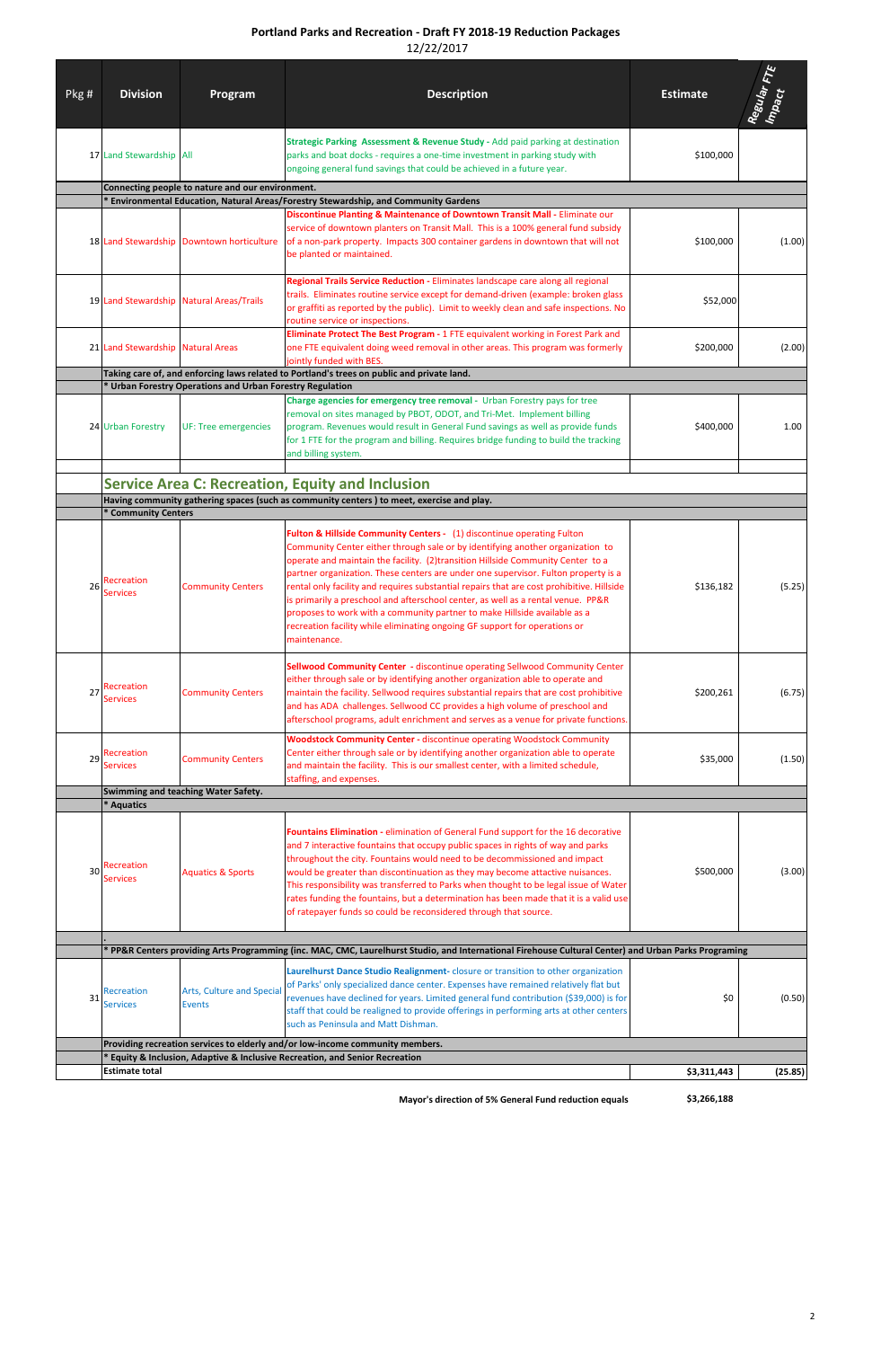# Portland Parks and Recreation - Draft FY 2018-19 Reduction Packages

12/22/2017

| Pkg # | Division | Program | Description | Estimate | Regular FTE Impact |
|---|---|---|---|---|---|
| 17 | Land Stewardship | All | **Strategic Parking Assessment & Revenue Study -** Add paid parking at destination parks and boat docks - requires a one-time investment in parking study with ongoing general fund savings that could be achieved in a future year. | $100,000 | |
| | **Connecting people to nature and our environment.** | | | | |
| | **\* Environmental Education, Natural Areas/Forestry Stewardship, and Community Gardens** | | | | |
| 18 | Land Stewardship | Downtown horticulture | **Discontinue Planting & Maintenance of Downtown Transit Mall -** Eliminate our service of downtown planters on Transit Mall. This is a 100% general fund subsidy of a non-park property. Impacts 300 container gardens in downtown that will not be planted or maintained. | $100,000 | (1.00) |
| 19 | Land Stewardship | Natural Areas/Trails | **Regional Trails Service Reduction -** Eliminates landscape care along all regional trails. Eliminates routine service except for demand-driven (example: broken glass or graffiti as reported by the public). Limit to weekly clean and safe inspections. No routine service or inspections. | $52,000 | |
| 21 | Land Stewardship | Natural Areas | **Eliminate Protect The Best Program -** 1 FTE equivalent working in Forest Park and one FTE equivalent doing weed removal in other areas. This program was formerly jointly funded with BES. | $200,000 | (2.00) |
| | **Taking care of, and enforcing laws related to Portland's trees on public and private land.** | | | | |
| | **\* Urban Forestry Operations and Urban Forestry Regulation** | | | | |
| 24 | Urban Forestry | UF: Tree emergencies | **Charge agencies for emergency tree removal -** Urban Forestry pays for tree removal on sites managed by PBOT, ODOT, and Tri-Met. Implement billing program. Revenues would result in General Fund savings as well as provide funds for 1 FTE for the program and billing. Requires bridge funding to build the tracking and billing system. | $400,000 | 1.00 |
| | | | | | |
| | **Service Area C: Recreation, Equity and Inclusion** | | | | |
| | **Having community gathering spaces (such as community centers ) to meet, exercise and play.** | | | | |
| | **\* Community Centers** | | | | |
| 26 | Recreation Services | Community Centers | **Fulton & Hillside Community Centers -** (1) discontinue operating Fulton Community Center either through sale or by identifying another organization to operate and maintain the facility. (2)transition Hillside Community Center to a partner organization. These centers are under one supervisor. Fulton property is a rental only facility and requires substantial repairs that are cost prohibitive. Hillside is primarily a preschool and afterschool center, as well as a rental venue. PP&R proposes to work with a community partner to make Hillside available as a recreation facility while eliminating ongoing GF support for operations or maintenance. | $136,182 | (5.25) |
| 27 | Recreation Services | Community Centers | **Sellwood Community Center -** discontinue operating Sellwood Community Center either through sale or by identifying another organization able to operate and maintain the facility. Sellwood requires substantial repairs that are cost prohibitive and has ADA challenges. Sellwood CC provides a high volume of preschool and afterschool programs, adult enrichment and serves as a venue for private functions. | $200,261 | (6.75) |
| 29 | Recreation Services | Community Centers | **Woodstock Community Center -** discontinue operating Woodstock Community Center either through sale or by identifying another organization able to operate and maintain the facility. This is our smallest center, with a limited schedule, staffing, and expenses. | $35,000 | (1.50) |
| | **Swimming and teaching Water Safety.** | | | | |
| | **\* Aquatics** | | | | |
| 30 | Recreation Services | Aquatics & Sports | **Fountains Elimination -** elimination of General Fund support for the 16 decorative and 7 interactive fountains that occupy public spaces in rights of way and parks throughout the city. Fountains would need to be decommissioned and impact would be greater than discontinuation as they may become attractive nuisances. This responsibility was transferred to Parks when thought to be legal issue of Water rates funding the fountains, but a determination has been made that it is a valid use of ratepayer funds so could be reconsidered through that source. | $500,000 | (3.00) |
| | . | | | | |
| | **\* PP&R Centers providing Arts Programming (inc. MAC, CMC, Laurelhurst Studio, and International Firehouse Cultural Center) and Urban Parks Programing** | | | | |
| 31 | Recreation Services | Arts, Culture and Special Events | **Laurelhurst Dance Studio Realignment-** closure or transition to other organization of Parks' only specialized dance center. Expenses have remained relatively flat but revenues have declined for years. Limited general fund contribution ($39,000) is for staff that could be realigned to provide offerings in performing arts at other centers such as Peninsula and Matt Dishman. | $0 | (0.50) |
| | **Providing recreation services to elderly and/or low-income community members.** | | | | |
| | **\* Equity & Inclusion, Adaptive & Inclusive Recreation, and Senior Recreation** | | | | |
| | **Estimate total** | | | **$3,311,443** | **(25.85)** |

**Mayor's direction of 5% General Fund reduction equals** **$3,266,188**